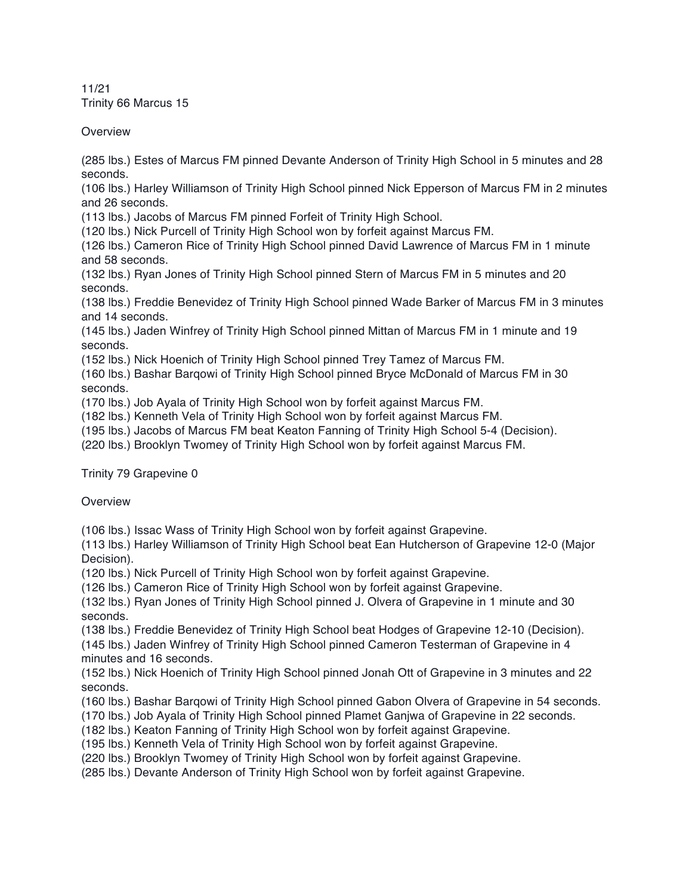11/21

Trinity 66 Marcus 15

Overview

(285 lbs.) Estes of Marcus FM pinned Devante Anderson of Trinity High School in 5 minutes and 28 seconds.

(106 lbs.) Harley Williamson of Trinity High School pinned Nick Epperson of Marcus FM in 2 minutes and 26 seconds.

(113 lbs.) Jacobs of Marcus FM pinned Forfeit of Trinity High School.

(120 lbs.) Nick Purcell of Trinity High School won by forfeit against Marcus FM.

(126 lbs.) Cameron Rice of Trinity High School pinned David Lawrence of Marcus FM in 1 minute and 58 seconds.

(132 lbs.) Ryan Jones of Trinity High School pinned Stern of Marcus FM in 5 minutes and 20 seconds.

(138 lbs.) Freddie Benevidez of Trinity High School pinned Wade Barker of Marcus FM in 3 minutes and 14 seconds.

(145 lbs.) Jaden Winfrey of Trinity High School pinned Mittan of Marcus FM in 1 minute and 19 seconds.

(152 lbs.) Nick Hoenich of Trinity High School pinned Trey Tamez of Marcus FM.

(160 lbs.) Bashar Barqowi of Trinity High School pinned Bryce McDonald of Marcus FM in 30 seconds.

(170 lbs.) Job Ayala of Trinity High School won by forfeit against Marcus FM.

(182 lbs.) Kenneth Vela of Trinity High School won by forfeit against Marcus FM.

(195 lbs.) Jacobs of Marcus FM beat Keaton Fanning of Trinity High School 5-4 (Decision).

(220 lbs.) Brooklyn Twomey of Trinity High School won by forfeit against Marcus FM.

Trinity 79 Grapevine 0

Overview

(106 lbs.) Issac Wass of Trinity High School won by forfeit against Grapevine.

(113 lbs.) Harley Williamson of Trinity High School beat Ean Hutcherson of Grapevine 12-0 (Major Decision).

(120 lbs.) Nick Purcell of Trinity High School won by forfeit against Grapevine.

(126 lbs.) Cameron Rice of Trinity High School won by forfeit against Grapevine.

(132 lbs.) Ryan Jones of Trinity High School pinned J. Olvera of Grapevine in 1 minute and 30 seconds.

(138 lbs.) Freddie Benevidez of Trinity High School beat Hodges of Grapevine 12-10 (Decision).

(145 lbs.) Jaden Winfrey of Trinity High School pinned Cameron Testerman of Grapevine in 4 minutes and 16 seconds.

(152 lbs.) Nick Hoenich of Trinity High School pinned Jonah Ott of Grapevine in 3 minutes and 22 seconds.

(160 lbs.) Bashar Barqowi of Trinity High School pinned Gabon Olvera of Grapevine in 54 seconds.

(170 lbs.) Job Ayala of Trinity High School pinned Plamet Ganjwa of Grapevine in 22 seconds.

(182 lbs.) Keaton Fanning of Trinity High School won by forfeit against Grapevine.

(195 lbs.) Kenneth Vela of Trinity High School won by forfeit against Grapevine.

(220 lbs.) Brooklyn Twomey of Trinity High School won by forfeit against Grapevine.

(285 lbs.) Devante Anderson of Trinity High School won by forfeit against Grapevine.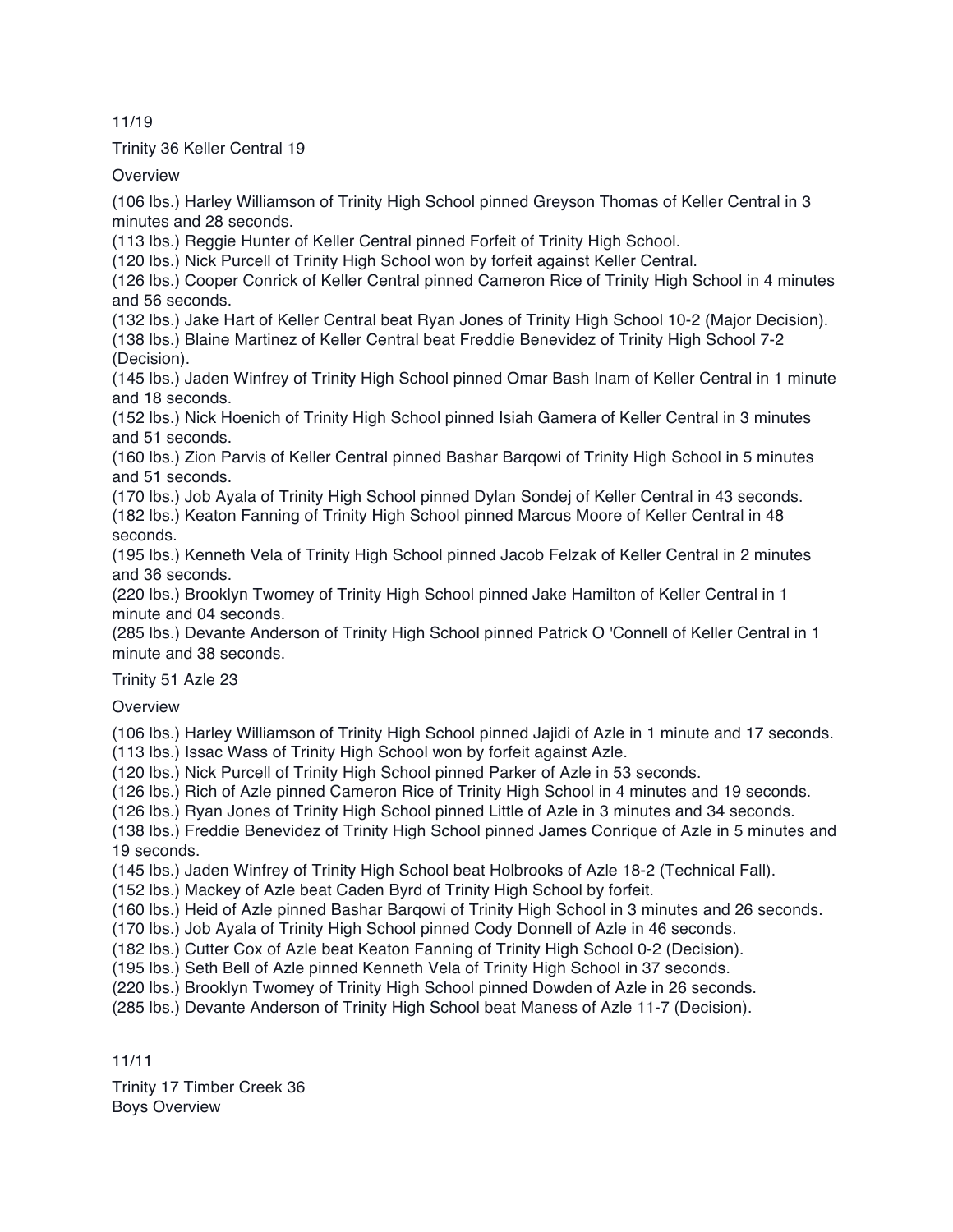11/19

Trinity 36 Keller Central 19

Overview

(106 lbs.) Harley Williamson of Trinity High School pinned Greyson Thomas of Keller Central in 3 minutes and 28 seconds.
(113 lbs.) Reggie Hunter of Keller Central pinned Forfeit of Trinity High School.
(120 lbs.) Nick Purcell of Trinity High School won by forfeit against Keller Central.
(126 lbs.) Cooper Conrick of Keller Central pinned Cameron Rice of Trinity High School in 4 minutes and 56 seconds.
(132 lbs.) Jake Hart of Keller Central beat Ryan Jones of Trinity High School 10-2 (Major Decision).
(138 lbs.) Blaine Martinez of Keller Central beat Freddie Benevidez of Trinity High School 7-2 (Decision).
(145 lbs.) Jaden Winfrey of Trinity High School pinned Omar Bash Inam of Keller Central in 1 minute and 18 seconds.
(152 lbs.) Nick Hoenich of Trinity High School pinned Isiah Gamera of Keller Central in 3 minutes and 51 seconds.
(160 lbs.) Zion Parvis of Keller Central pinned Bashar Barqowi of Trinity High School in 5 minutes and 51 seconds.
(170 lbs.) Job Ayala of Trinity High School pinned Dylan Sondej of Keller Central in 43 seconds.
(182 lbs.) Keaton Fanning of Trinity High School pinned Marcus Moore of Keller Central in 48 seconds.
(195 lbs.) Kenneth Vela of Trinity High School pinned Jacob Felzak of Keller Central in 2 minutes and 36 seconds.
(220 lbs.) Brooklyn Twomey of Trinity High School pinned Jake Hamilton of Keller Central in 1 minute and 04 seconds.
(285 lbs.) Devante Anderson of Trinity High School pinned Patrick O 'Connell of Keller Central in 1 minute and 38 seconds.

Trinity 51 Azle 23

Overview

(106 lbs.) Harley Williamson of Trinity High School pinned Jajidi of Azle in 1 minute and 17 seconds.
(113 lbs.) Issac Wass of Trinity High School won by forfeit against Azle.
(120 lbs.) Nick Purcell of Trinity High School pinned Parker of Azle in 53 seconds.
(126 lbs.) Rich of Azle pinned Cameron Rice of Trinity High School in 4 minutes and 19 seconds.
(126 lbs.) Ryan Jones of Trinity High School pinned Little of Azle in 3 minutes and 34 seconds.
(138 lbs.) Freddie Benevidez of Trinity High School pinned James Conrique of Azle in 5 minutes and 19 seconds.
(145 lbs.) Jaden Winfrey of Trinity High School beat Holbrooks of Azle 18-2 (Technical Fall).
(152 lbs.) Mackey of Azle beat Caden Byrd of Trinity High School by forfeit.
(160 lbs.) Heid of Azle pinned Bashar Barqowi of Trinity High School in 3 minutes and 26 seconds.
(170 lbs.) Job Ayala of Trinity High School pinned Cody Donnell of Azle in 46 seconds.
(182 lbs.) Cutter Cox of Azle beat Keaton Fanning of Trinity High School 0-2 (Decision).
(195 lbs.) Seth Bell of Azle pinned Kenneth Vela of Trinity High School in 37 seconds.
(220 lbs.) Brooklyn Twomey of Trinity High School pinned Dowden of Azle in 26 seconds.
(285 lbs.) Devante Anderson of Trinity High School beat Maness of Azle 11-7 (Decision).

11/11

Trinity 17 Timber Creek 36
Boys Overview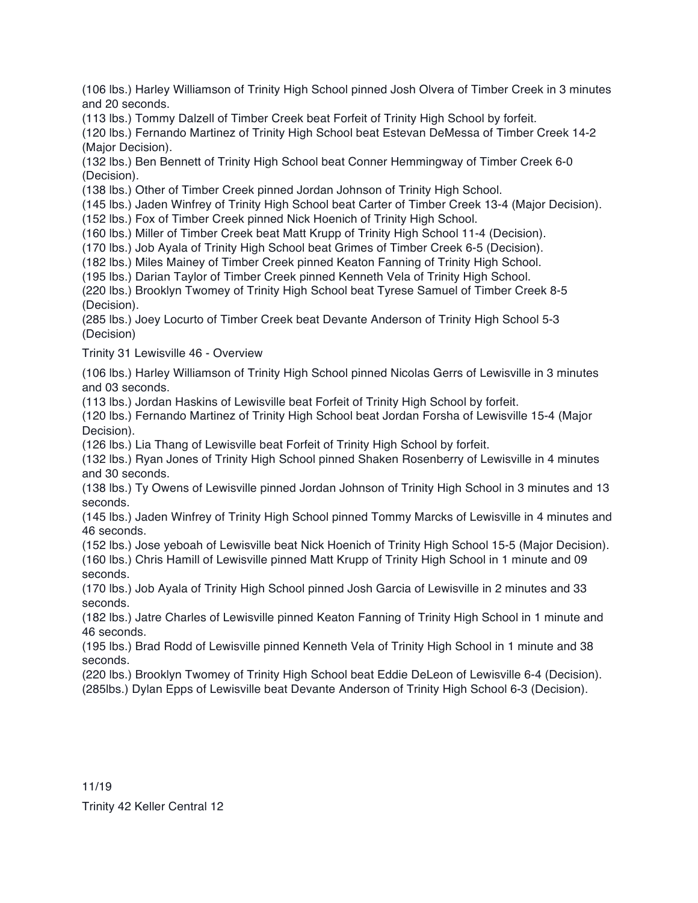(106 lbs.) Harley Williamson of Trinity High School pinned Josh Olvera of Timber Creek in 3 minutes and 20 seconds.
(113 lbs.) Tommy Dalzell of Timber Creek beat Forfeit of Trinity High School by forfeit.
(120 lbs.) Fernando Martinez of Trinity High School beat Estevan DeMessa of Timber Creek 14-2 (Major Decision).
(132 lbs.) Ben Bennett of Trinity High School beat Conner Hemmingway of Timber Creek 6-0 (Decision).
(138 lbs.) Other of Timber Creek pinned Jordan Johnson of Trinity High School.
(145 lbs.) Jaden Winfrey of Trinity High School beat Carter of Timber Creek 13-4 (Major Decision).
(152 lbs.) Fox of Timber Creek pinned Nick Hoenich of Trinity High School.
(160 lbs.) Miller of Timber Creek beat Matt Krupp of Trinity High School 11-4 (Decision).
(170 lbs.) Job Ayala of Trinity High School beat Grimes of Timber Creek 6-5 (Decision).
(182 lbs.) Miles Mainey of Timber Creek pinned Keaton Fanning of Trinity High School.
(195 lbs.) Darian Taylor of Timber Creek pinned Kenneth Vela of Trinity High School.
(220 lbs.) Brooklyn Twomey of Trinity High School beat Tyrese Samuel of Timber Creek 8-5 (Decision).
(285 lbs.) Joey Locurto of Timber Creek beat Devante Anderson of Trinity High School 5-3 (Decision)

Trinity 31 Lewisville 46 - Overview

(106 lbs.) Harley Williamson of Trinity High School pinned Nicolas Gerrs of Lewisville in 3 minutes and 03 seconds.
(113 lbs.) Jordan Haskins of Lewisville beat Forfeit of Trinity High School by forfeit.
(120 lbs.) Fernando Martinez of Trinity High School beat Jordan Forsha of Lewisville 15-4 (Major Decision).
(126 lbs.) Lia Thang of Lewisville beat Forfeit of Trinity High School by forfeit.
(132 lbs.) Ryan Jones of Trinity High School pinned Shaken Rosenberry of Lewisville in 4 minutes and 30 seconds.
(138 lbs.) Ty Owens of Lewisville pinned Jordan Johnson of Trinity High School in 3 minutes and 13 seconds.
(145 lbs.) Jaden Winfrey of Trinity High School pinned Tommy Marcks of Lewisville in 4 minutes and 46 seconds.
(152 lbs.) Jose yeboah of Lewisville beat Nick Hoenich of Trinity High School 15-5 (Major Decision).
(160 lbs.) Chris Hamill of Lewisville pinned Matt Krupp of Trinity High School in 1 minute and 09 seconds.
(170 lbs.) Job Ayala of Trinity High School pinned Josh Garcia of Lewisville in 2 minutes and 33 seconds.
(182 lbs.) Jatre Charles of Lewisville pinned Keaton Fanning of Trinity High School in 1 minute and 46 seconds.
(195 lbs.) Brad Rodd of Lewisville pinned Kenneth Vela of Trinity High School in 1 minute and 38 seconds.
(220 lbs.) Brooklyn Twomey of Trinity High School beat Eddie DeLeon of Lewisville 6-4 (Decision).
(285lbs.) Dylan Epps of Lewisville beat Devante Anderson of Trinity High School 6-3 (Decision).

11/19

Trinity 42 Keller Central 12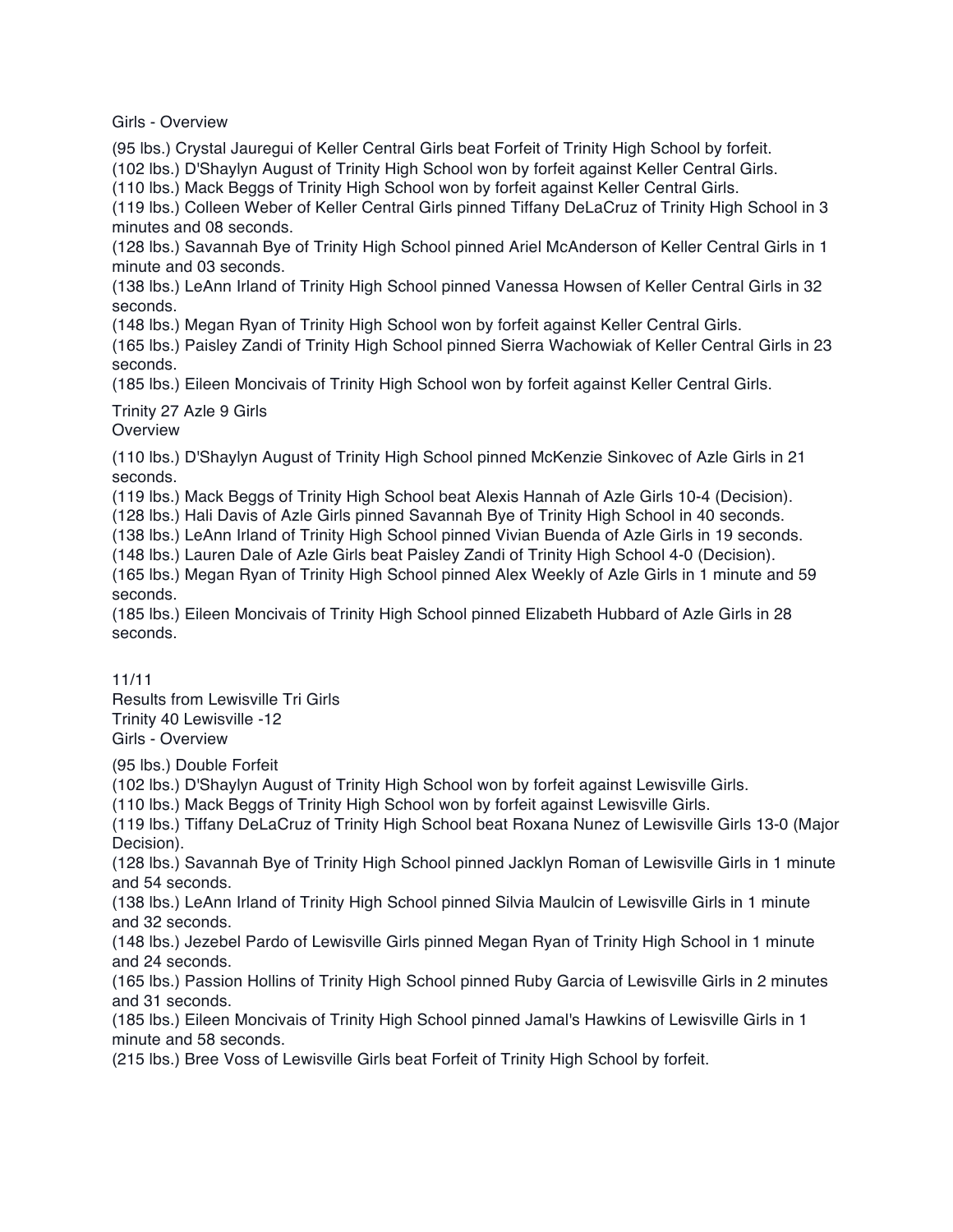Girls - Overview

(95 lbs.) Crystal Jauregui of Keller Central Girls beat Forfeit of Trinity High School by forfeit.
(102 lbs.) D'Shaylyn August of Trinity High School won by forfeit against Keller Central Girls.
(110 lbs.) Mack Beggs of Trinity High School won by forfeit against Keller Central Girls.
(119 lbs.) Colleen Weber of Keller Central Girls pinned Tiffany DeLaCruz of Trinity High School in 3 minutes and 08 seconds.
(128 lbs.) Savannah Bye of Trinity High School pinned Ariel McAnderson of Keller Central Girls in 1 minute and 03 seconds.
(138 lbs.) LeAnn Irland of Trinity High School pinned Vanessa Howsen of Keller Central Girls in 32 seconds.
(148 lbs.) Megan Ryan of Trinity High School won by forfeit against Keller Central Girls.
(165 lbs.) Paisley Zandi of Trinity High School pinned Sierra Wachowiak of Keller Central Girls in 23 seconds.
(185 lbs.) Eileen Moncivais of Trinity High School won by forfeit against Keller Central Girls.

Trinity 27 Azle 9 Girls
Overview

(110 lbs.) D'Shaylyn August of Trinity High School pinned McKenzie Sinkovec of Azle Girls in 21 seconds.
(119 lbs.) Mack Beggs of Trinity High School beat Alexis Hannah of Azle Girls 10-4 (Decision).
(128 lbs.) Hali Davis of Azle Girls pinned Savannah Bye of Trinity High School in 40 seconds.
(138 lbs.) LeAnn Irland of Trinity High School pinned Vivian Buenda of Azle Girls in 19 seconds.
(148 lbs.) Lauren Dale of Azle Girls beat Paisley Zandi of Trinity High School 4-0 (Decision).
(165 lbs.) Megan Ryan of Trinity High School pinned Alex Weekly of Azle Girls in 1 minute and 59 seconds.
(185 lbs.) Eileen Moncivais of Trinity High School pinned Elizabeth Hubbard of Azle Girls in 28 seconds.

11/11
Results from Lewisville Tri Girls
Trinity 40 Lewisville -12
Girls - Overview

(95 lbs.) Double Forfeit
(102 lbs.) D'Shaylyn August of Trinity High School won by forfeit against Lewisville Girls.
(110 lbs.) Mack Beggs of Trinity High School won by forfeit against Lewisville Girls.
(119 lbs.) Tiffany DeLaCruz of Trinity High School beat Roxana Nunez of Lewisville Girls 13-0 (Major Decision).
(128 lbs.) Savannah Bye of Trinity High School pinned Jacklyn Roman of Lewisville Girls in 1 minute and 54 seconds.
(138 lbs.) LeAnn Irland of Trinity High School pinned Silvia Maulcin of Lewisville Girls in 1 minute and 32 seconds.
(148 lbs.) Jezebel Pardo of Lewisville Girls pinned Megan Ryan of Trinity High School in 1 minute and 24 seconds.
(165 lbs.) Passion Hollins of Trinity High School pinned Ruby Garcia of Lewisville Girls in 2 minutes and 31 seconds.
(185 lbs.) Eileen Moncivais of Trinity High School pinned Jamal's Hawkins of Lewisville Girls in 1 minute and 58 seconds.
(215 lbs.) Bree Voss of Lewisville Girls beat Forfeit of Trinity High School by forfeit.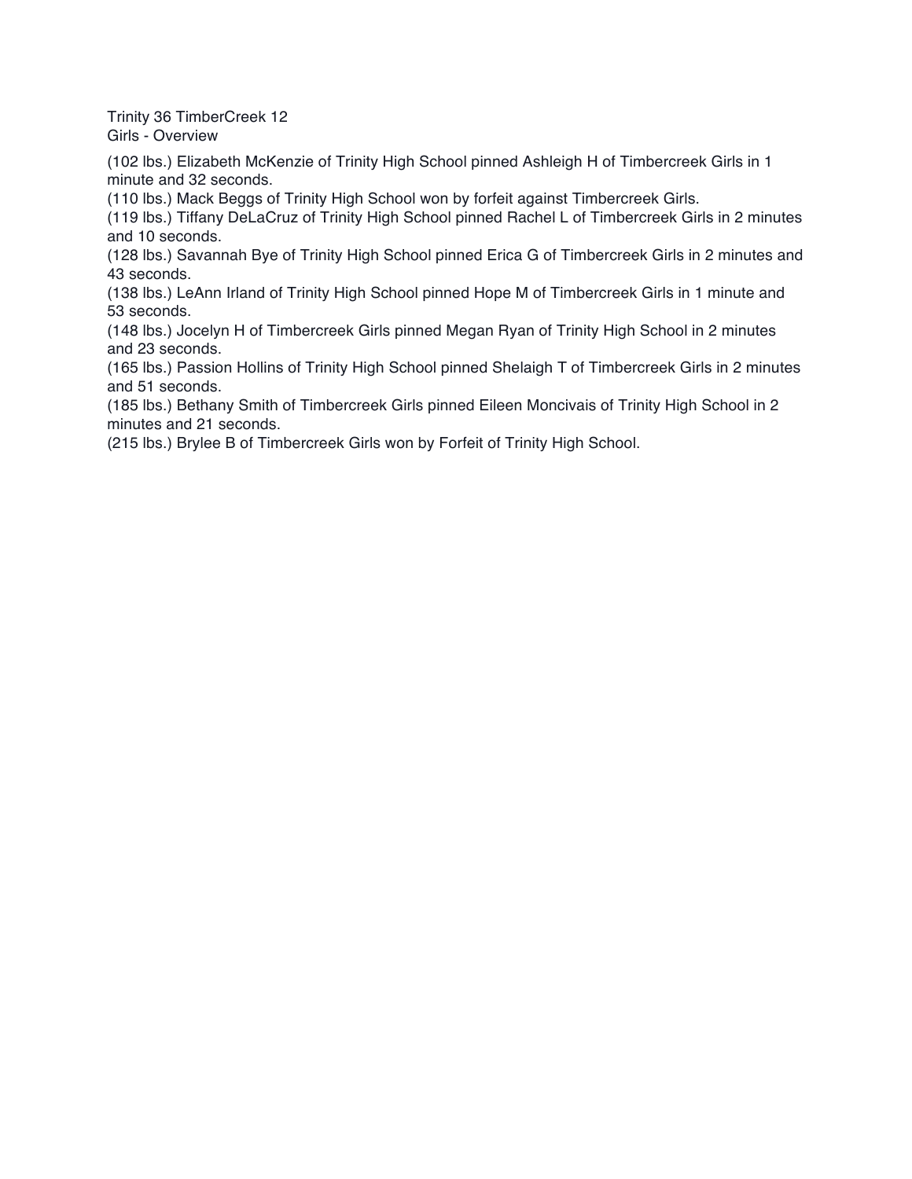Trinity 36 TimberCreek 12
Girls - Overview

(102 lbs.) Elizabeth McKenzie of Trinity High School pinned Ashleigh H of Timbercreek Girls in 1 minute and 32 seconds.
(110 lbs.) Mack Beggs of Trinity High School won by forfeit against Timbercreek Girls.
(119 lbs.) Tiffany DeLaCruz of Trinity High School pinned Rachel L of Timbercreek Girls in 2 minutes and 10 seconds.
(128 lbs.) Savannah Bye of Trinity High School pinned Erica G of Timbercreek Girls in 2 minutes and 43 seconds.
(138 lbs.) LeAnn Irland of Trinity High School pinned Hope M of Timbercreek Girls in 1 minute and 53 seconds.
(148 lbs.) Jocelyn H of Timbercreek Girls pinned Megan Ryan of Trinity High School in 2 minutes and 23 seconds.
(165 lbs.) Passion Hollins of Trinity High School pinned Shelaigh T of Timbercreek Girls in 2 minutes and 51 seconds.
(185 lbs.) Bethany Smith of Timbercreek Girls pinned Eileen Moncivais of Trinity High School in 2 minutes and 21 seconds.
(215 lbs.) Brylee B of Timbercreek Girls won by Forfeit of Trinity High School.